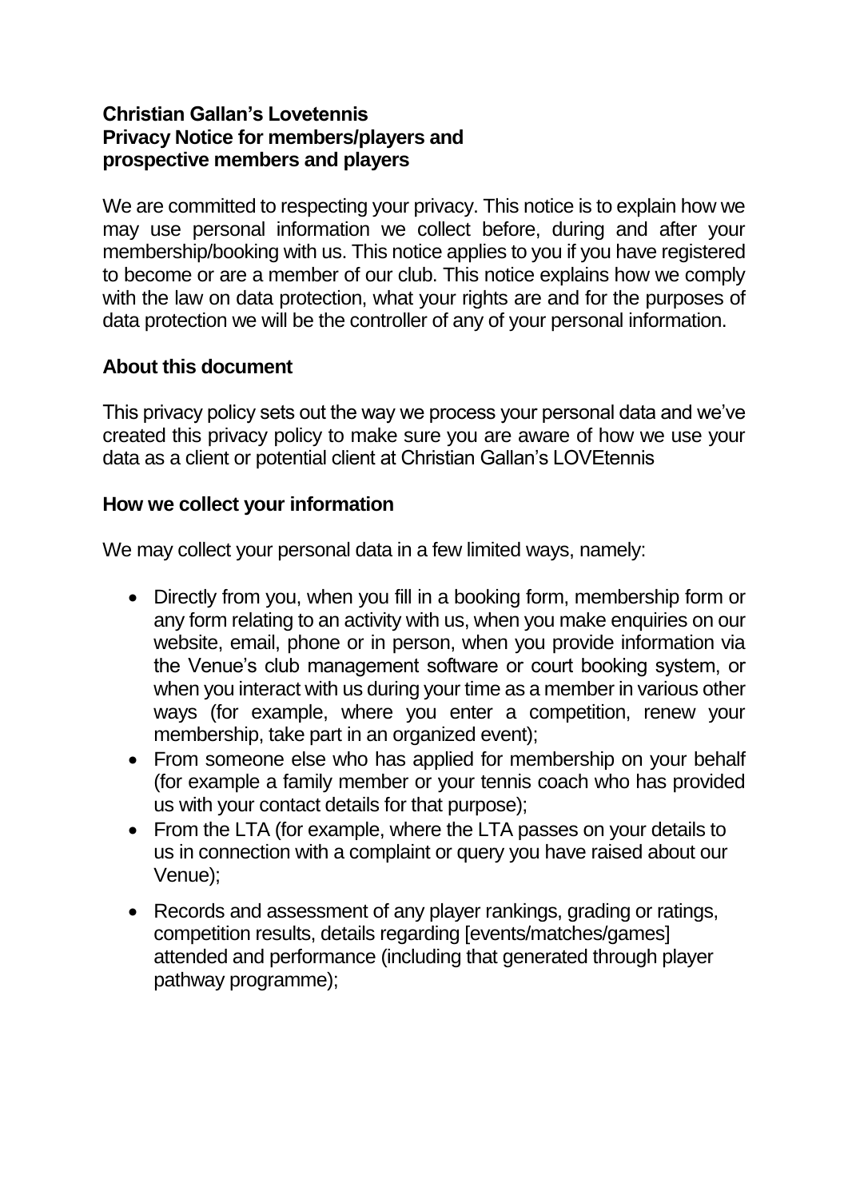**Christian Gallan's Lovetennis**
**Privacy Notice for members/players and prospective members and players**

We are committed to respecting your privacy. This notice is to explain how we may use personal information we collect before, during and after your membership/booking with us. This notice applies to you if you have registered to become or are a member of our club. This notice explains how we comply with the law on data protection, what your rights are and for the purposes of data protection we will be the controller of any of your personal information.

## About this document

This privacy policy sets out the way we process your personal data and we've created this privacy policy to make sure you are aware of how we use your data as a client or potential client at Christian Gallan's LOVEtennis

## How we collect your information

We may collect your personal data in a few limited ways, namely:

- Directly from you, when you fill in a booking form, membership form or any form relating to an activity with us, when you make enquiries on our website, email, phone or in person, when you provide information via the Venue's club management software or court booking system, or when you interact with us during your time as a member in various other ways (for example, where you enter a competition, renew your membership, take part in an organized event);
- From someone else who has applied for membership on your behalf (for example a family member or your tennis coach who has provided us with your contact details for that purpose);
- From the LTA (for example, where the LTA passes on your details to us in connection with a complaint or query you have raised about our Venue);
- Records and assessment of any player rankings, grading or ratings, competition results, details regarding [events/matches/games] attended and performance (including that generated through player pathway programme);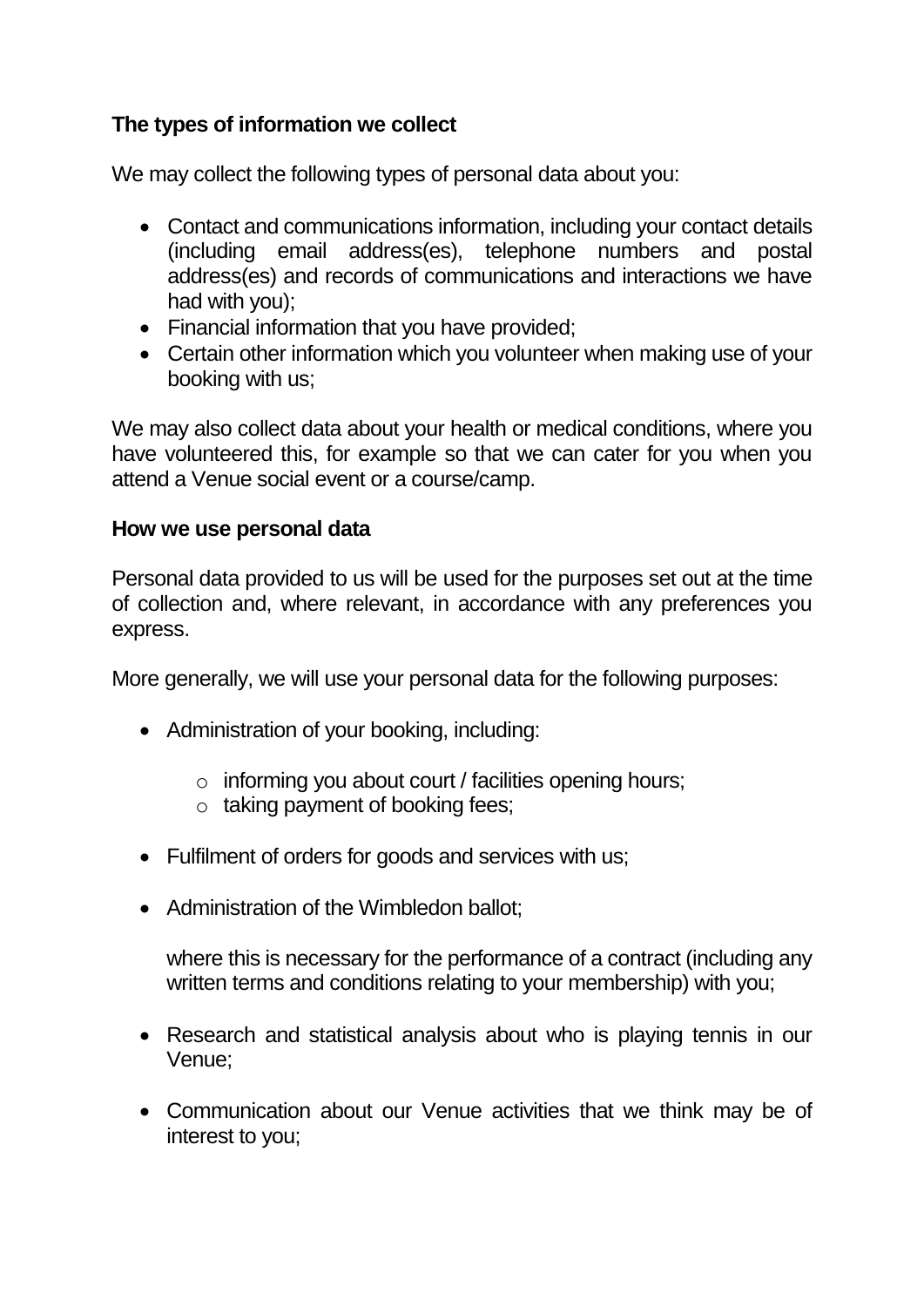**The types of information we collect**

We may collect the following types of personal data about you:

- Contact and communications information, including your contact details (including email address(es), telephone numbers and postal address(es) and records of communications and interactions we have had with you);
- Financial information that you have provided;
- Certain other information which you volunteer when making use of your booking with us;

We may also collect data about your health or medical conditions, where you have volunteered this, for example so that we can cater for you when you attend a Venue social event or a course/camp.

**How we use personal data**

Personal data provided to us will be used for the purposes set out at the time of collection and, where relevant, in accordance with any preferences you express.

More generally, we will use your personal data for the following purposes:

- Administration of your booking, including:
  - informing you about court / facilities opening hours;
  - taking payment of booking fees;
- Fulfilment of orders for goods and services with us;
- Administration of the Wimbledon ballot;

  where this is necessary for the performance of a contract (including any written terms and conditions relating to your membership) with you;

- Research and statistical analysis about who is playing tennis in our Venue;
- Communication about our Venue activities that we think may be of interest to you;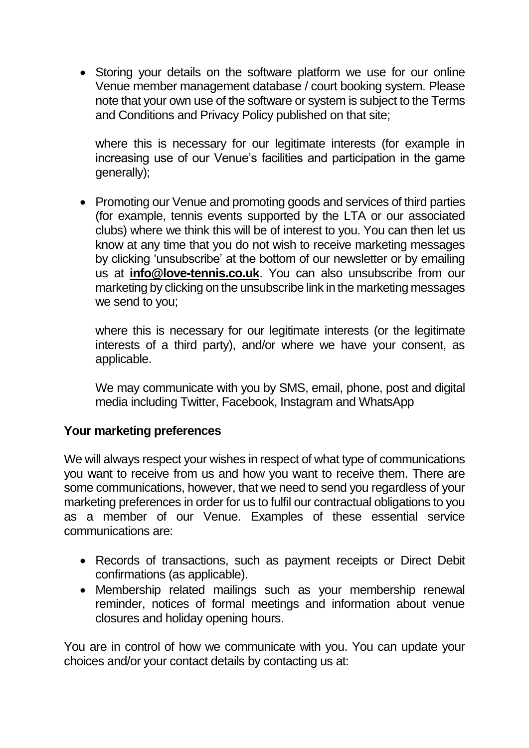- Storing your details on the software platform we use for our online Venue member management database / court booking system. Please note that your own use of the software or system is subject to the Terms and Conditions and Privacy Policy published on that site;

  where this is necessary for our legitimate interests (for example in increasing use of our Venue's facilities and participation in the game generally);

- Promoting our Venue and promoting goods and services of third parties (for example, tennis events supported by the LTA or our associated clubs) where we think this will be of interest to you. You can then let us know at any time that you do not wish to receive marketing messages by clicking 'unsubscribe' at the bottom of our newsletter or by emailing us at **info@love-tennis.co.uk**. You can also unsubscribe from our marketing by clicking on the unsubscribe link in the marketing messages we send to you;

  where this is necessary for our legitimate interests (or the legitimate interests of a third party), and/or where we have your consent, as applicable.

  We may communicate with you by SMS, email, phone, post and digital media including Twitter, Facebook, Instagram and WhatsApp

**Your marketing preferences**

We will always respect your wishes in respect of what type of communications you want to receive from us and how you want to receive them. There are some communications, however, that we need to send you regardless of your marketing preferences in order for us to fulfil our contractual obligations to you as a member of our Venue. Examples of these essential service communications are:

- Records of transactions, such as payment receipts or Direct Debit confirmations (as applicable).
- Membership related mailings such as your membership renewal reminder, notices of formal meetings and information about venue closures and holiday opening hours.

You are in control of how we communicate with you. You can update your choices and/or your contact details by contacting us at: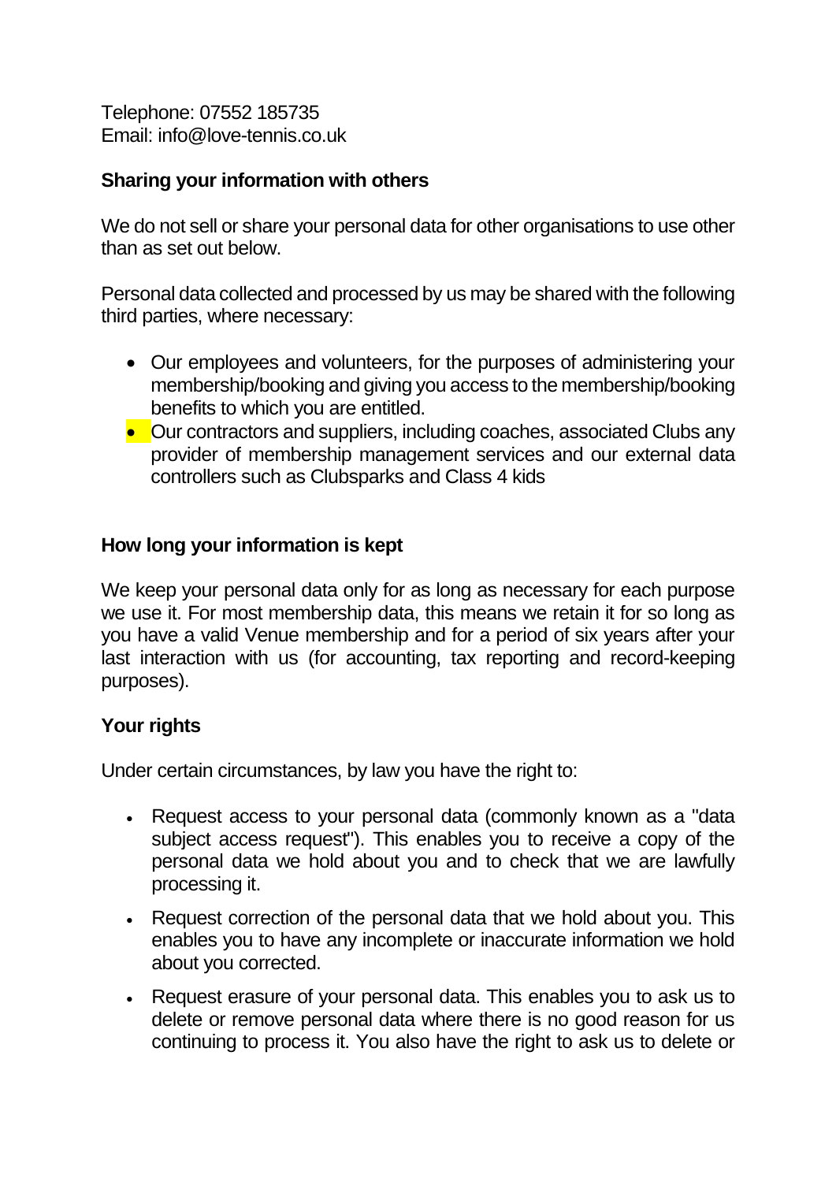Telephone: 07552 185735
Email: info@love-tennis.co.uk

**Sharing your information with others**

We do not sell or share your personal data for other organisations to use other than as set out below.

Personal data collected and processed by us may be shared with the following third parties, where necessary:

- Our employees and volunteers, for the purposes of administering your membership/booking and giving you access to the membership/booking benefits to which you are entitled.
- Our contractors and suppliers, including coaches, associated Clubs any provider of membership management services and our external data controllers such as Clubsparks and Class 4 kids

**How long your information is kept**

We keep your personal data only for as long as necessary for each purpose we use it. For most membership data, this means we retain it for so long as you have a valid Venue membership and for a period of six years after your last interaction with us (for accounting, tax reporting and record-keeping purposes).

**Your rights**

Under certain circumstances, by law you have the right to:

- Request access to your personal data (commonly known as a "data subject access request"). This enables you to receive a copy of the personal data we hold about you and to check that we are lawfully processing it.
- Request correction of the personal data that we hold about you. This enables you to have any incomplete or inaccurate information we hold about you corrected.
- Request erasure of your personal data. This enables you to ask us to delete or remove personal data where there is no good reason for us continuing to process it. You also have the right to ask us to delete or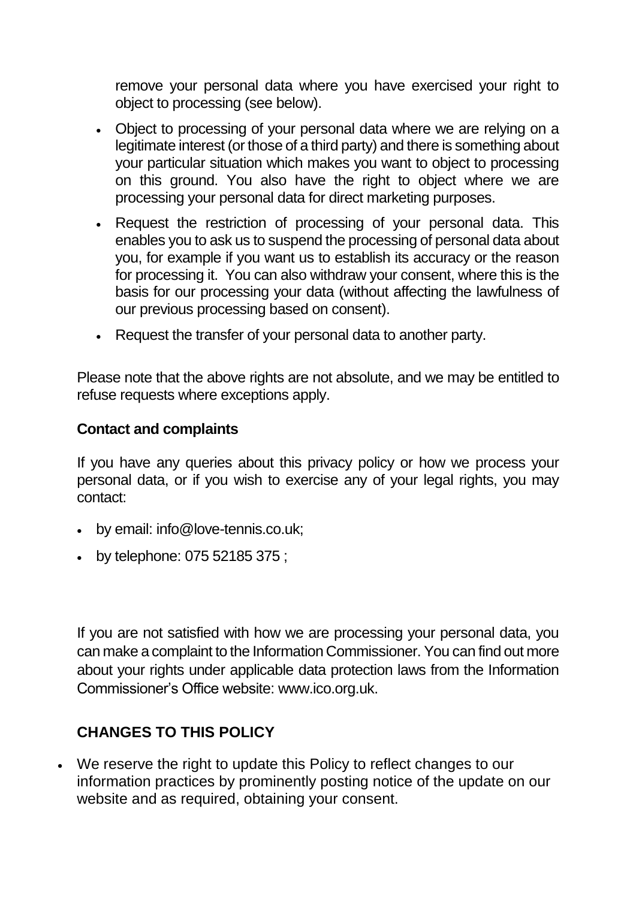remove your personal data where you have exercised your right to object to processing (see below).

- Object to processing of your personal data where we are relying on a legitimate interest (or those of a third party) and there is something about your particular situation which makes you want to object to processing on this ground. You also have the right to object where we are processing your personal data for direct marketing purposes.
- Request the restriction of processing of your personal data. This enables you to ask us to suspend the processing of personal data about you, for example if you want us to establish its accuracy or the reason for processing it. You can also withdraw your consent, where this is the basis for our processing your data (without affecting the lawfulness of our previous processing based on consent).
- Request the transfer of your personal data to another party.

Please note that the above rights are not absolute, and we may be entitled to refuse requests where exceptions apply.

**Contact and complaints**

If you have any queries about this privacy policy or how we process your personal data, or if you wish to exercise any of your legal rights, you may contact:

- by email: info@love-tennis.co.uk;
- by telephone: 075 52185 375 ;

If you are not satisfied with how we are processing your personal data, you can make a complaint to the Information Commissioner. You can find out more about your rights under applicable data protection laws from the Information Commissioner's Office website: www.ico.org.uk.

## CHANGES TO THIS POLICY

- We reserve the right to update this Policy to reflect changes to our information practices by prominently posting notice of the update on our website and as required, obtaining your consent.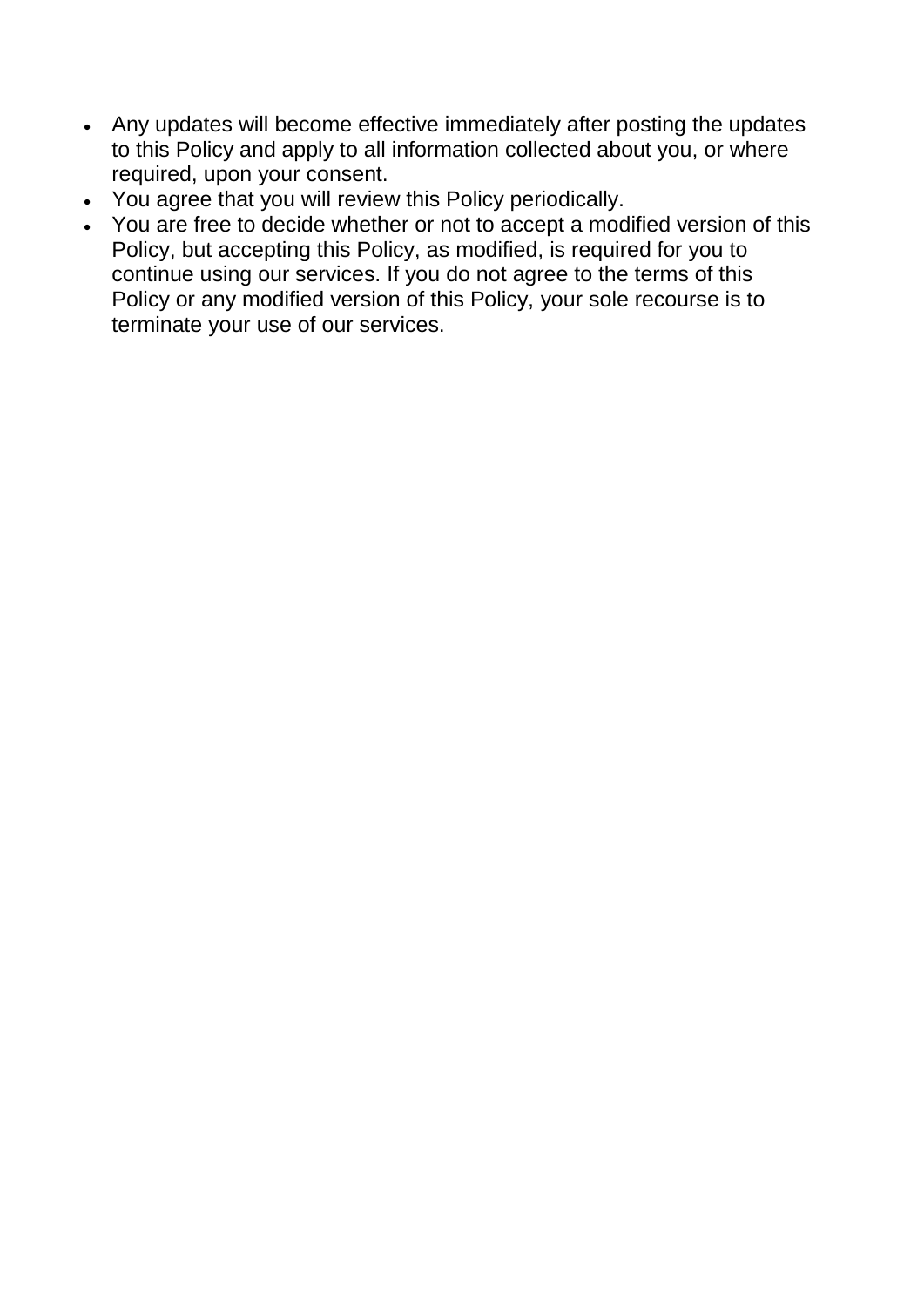- Any updates will become effective immediately after posting the updates to this Policy and apply to all information collected about you, or where required, upon your consent.
- You agree that you will review this Policy periodically.
- You are free to decide whether or not to accept a modified version of this Policy, but accepting this Policy, as modified, is required for you to continue using our services. If you do not agree to the terms of this Policy or any modified version of this Policy, your sole recourse is to terminate your use of our services.